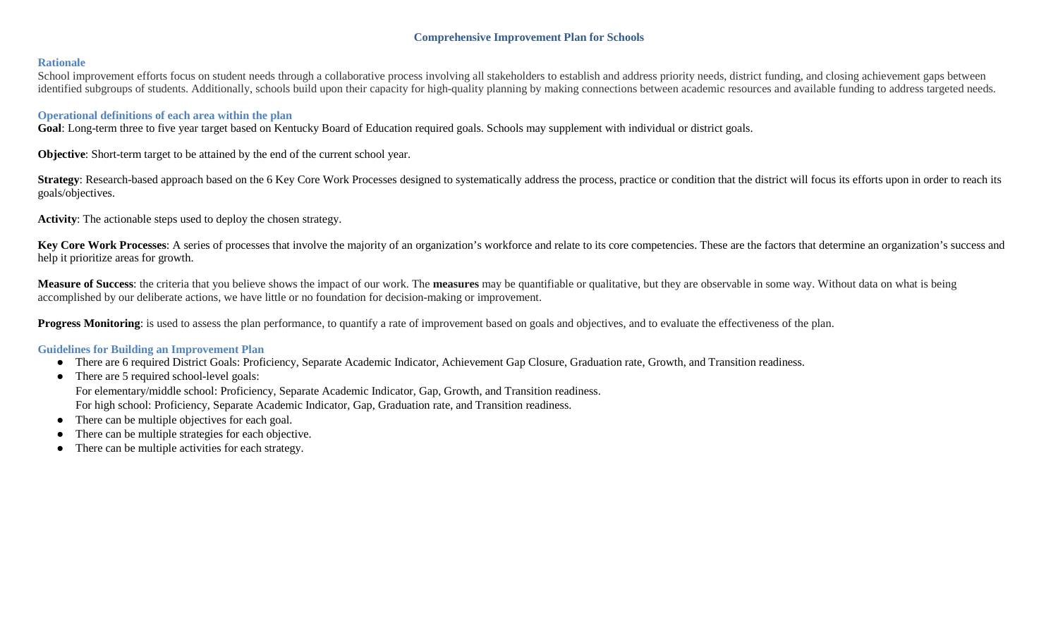# Comprehensive Improvement Plan for Schools

## Rationale

School improvement efforts focus on student needs through a collaborative process involving all stakeholders to establish and address priority needs, district funding, and closing achievement gaps between identified subgroups of students. Additionally, schools build upon their capacity for high-quality planning by making connections between academic resources and available funding to address targeted needs.

## Operational definitions of each area within the plan

**Goal**: Long-term three to five year target based on Kentucky Board of Education required goals. Schools may supplement with individual or district goals.

**Objective**: Short-term target to be attained by the end of the current school year.

**Strategy**: Research-based approach based on the 6 Key Core Work Processes designed to systematically address the process, practice or condition that the district will focus its efforts upon in order to reach its goals/objectives.

**Activity**: The actionable steps used to deploy the chosen strategy.

**Key Core Work Processes**: A series of processes that involve the majority of an organization's workforce and relate to its core competencies. These are the factors that determine an organization's success and help it prioritize areas for growth.

**Measure of Success**: the criteria that you believe shows the impact of our work. The **measures** may be quantifiable or qualitative, but they are observable in some way. Without data on what is being accomplished by our deliberate actions, we have little or no foundation for decision-making or improvement.

**Progress Monitoring**: is used to assess the plan performance, to quantify a rate of improvement based on goals and objectives, and to evaluate the effectiveness of the plan.

## Guidelines for Building an Improvement Plan

- There are 6 required District Goals: Proficiency, Separate Academic Indicator, Achievement Gap Closure, Graduation rate, Growth, and Transition readiness.
- There are 5 required school-level goals:
  For elementary/middle school: Proficiency, Separate Academic Indicator, Gap, Growth, and Transition readiness.
  For high school: Proficiency, Separate Academic Indicator, Gap, Graduation rate, and Transition readiness.
- There can be multiple objectives for each goal.
- There can be multiple strategies for each objective.
- There can be multiple activities for each strategy.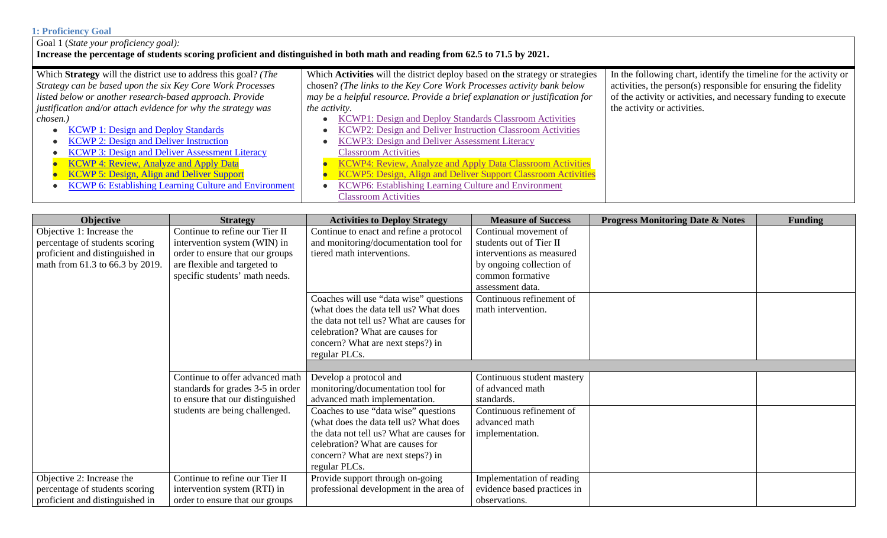### 1: Proficiency Goal

| Goal 1 (*State your proficiency goal):* **Increase the percentage of students scoring proficient and distinguished in both math and reading from 62.5 to 71.5 by 2021.** | | |
|---|---|---|
| Which **Strategy** will the district use to address this goal? *(The Strategy can be based upon the six Key Core Work Processes listed below or another research-based approach. Provide justification and/or attach evidence for why the strategy was chosen.)*<br>• KCWP 1: Design and Deploy Standards<br>• KCWP 2: Design and Deliver Instruction<br>• KCWP 3: Design and Deliver Assessment Literacy<br>• KCWP 4: Review, Analyze and Apply Data<br>• KCWP 5: Design, Align and Deliver Support<br>• KCWP 6: Establishing Learning Culture and Environment | Which **Activities** will the district deploy based on the strategy or strategies chosen? *(The links to the Key Core Work Processes activity bank below may be a helpful resource. Provide a brief explanation or justification for the activity.*<br>• KCWP1: Design and Deploy Standards Classroom Activities<br>• KCWP2: Design and Deliver Instruction Classroom Activities<br>• KCWP3: Design and Deliver Assessment Literacy Classroom Activities<br>• KCWP4: Review, Analyze and Apply Data Classroom Activities<br>• KCWP5: Design, Align and Deliver Support Classroom Activities<br>• KCWP6: Establishing Learning Culture and Environment Classroom Activities | In the following chart, identify the timeline for the activity or activities, the person(s) responsible for ensuring the fidelity of the activity or activities, and necessary funding to execute the activity or activities. |

| Objective | Strategy | Activities to Deploy Strategy | Measure of Success | Progress Monitoring Date & Notes | Funding |
|---|---|---|---|---|---|
| Objective 1: Increase the percentage of students scoring proficient and distinguished in math from 61.3 to 66.3 by 2019. | Continue to refine our Tier II intervention system (WIN) in order to ensure that our groups are flexible and targeted to specific students' math needs. | Continue to enact and refine a protocol and monitoring/documentation tool for tiered math interventions. | Continual movement of students out of Tier II interventions as measured by ongoing collection of common formative assessment data. | | |
| | | Coaches will use "data wise" questions (what does the data tell us? What does the data not tell us? What are causes for celebration? What are causes for concern? What are next steps?) in regular PLCs. | Continuous refinement of math intervention. | | |
| | | | | | |
| | Continue to offer advanced math standards for grades 3-5 in order to ensure that our distinguished students are being challenged. | Develop a protocol and monitoring/documentation tool for advanced math implementation. | Continuous student mastery of advanced math standards. | | |
| | | Coaches to use "data wise" questions (what does the data tell us? What does the data not tell us? What are causes for celebration? What are causes for concern? What are next steps?) in regular PLCs. | Continuous refinement of advanced math implementation. | | |
| Objective 2: Increase the percentage of students scoring proficient and distinguished in | Continue to refine our Tier II intervention system (RTI) in order to ensure that our groups | Provide support through on-going professional development in the area of | Implementation of reading evidence based practices in observations. | | |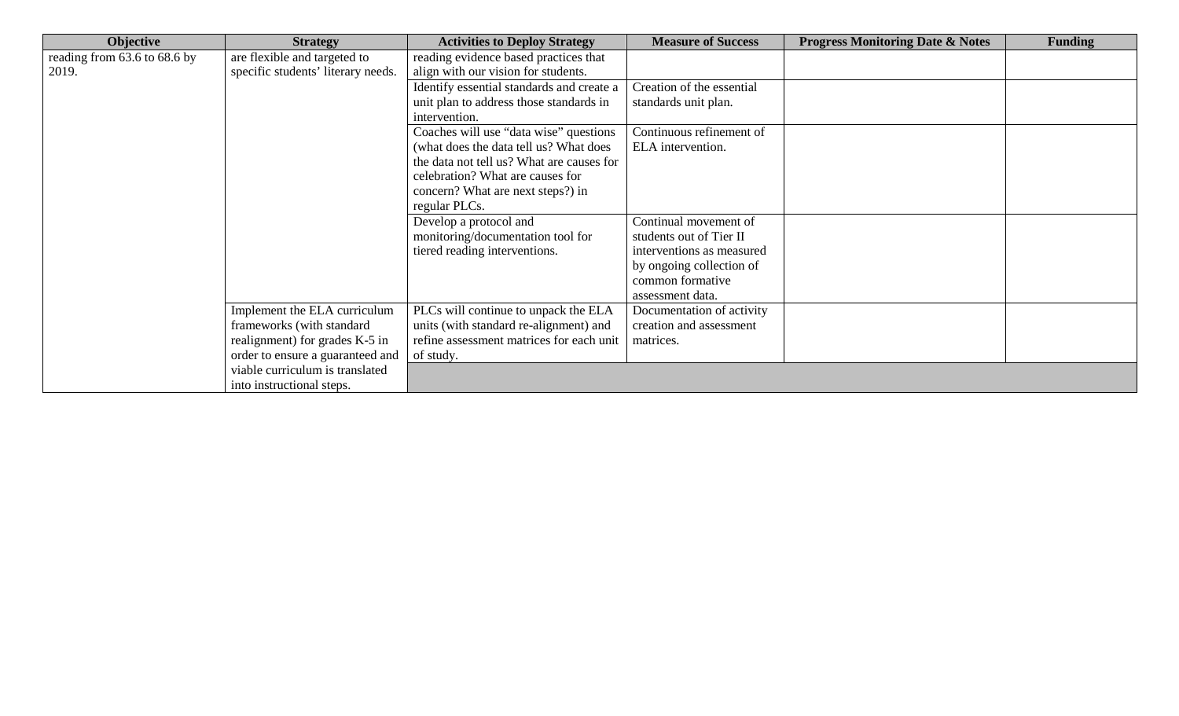| Objective | Strategy | Activities to Deploy Strategy | Measure of Success | Progress Monitoring Date & Notes | Funding |
|---|---|---|---|---|---|
| reading from 63.6 to 68.6 by 2019. | are flexible and targeted to specific students' literary needs. | reading evidence based practices that align with our vision for students. | | | |
| | | Identify essential standards and create a unit plan to address those standards in intervention. | Creation of the essential standards unit plan. | | |
| | | Coaches will use "data wise" questions (what does the data tell us? What does the data not tell us? What are causes for celebration? What are causes for concern? What are next steps?) in regular PLCs. | Continuous refinement of ELA intervention. | | |
| | | Develop a protocol and monitoring/documentation tool for tiered reading interventions. | Continual movement of students out of Tier II interventions as measured by ongoing collection of common formative assessment data. | | |
| | Implement the ELA curriculum frameworks (with standard realignment) for grades K-5 in order to ensure a guaranteed and viable curriculum is translated into instructional steps. | PLCs will continue to unpack the ELA units (with standard re-alignment) and refine assessment matrices for each unit of study. | Documentation of activity creation and assessment matrices. | | |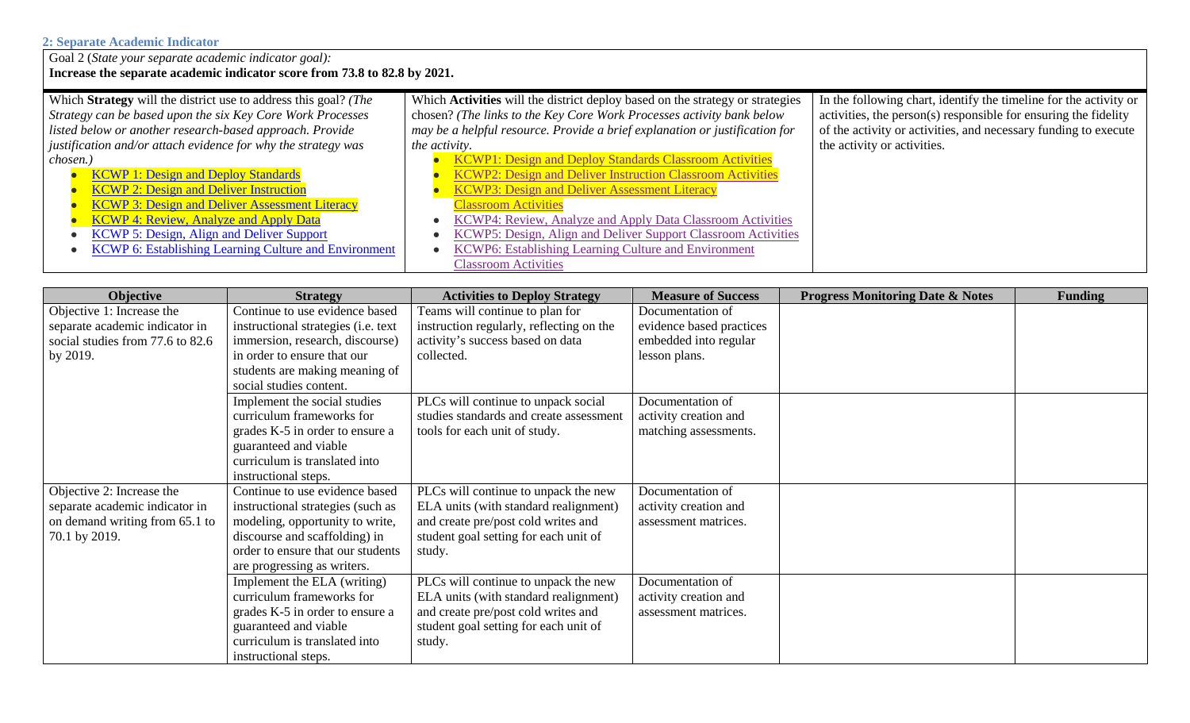## 2: Separate Academic Indicator

| Goal 2 (*State your separate academic indicator goal):* **Increase the separate academic indicator score from 73.8 to 82.8 by 2021.** |
|---|

| Which **Strategy** will the district use to address this goal? *(The Strategy can be based upon the six Key Core Work Processes listed below or another research-based approach. Provide justification and/or attach evidence for why the strategy was chosen.)* | Which **Activities** will the district deploy based on the strategy or strategies chosen? *(The links to the Key Core Work Processes activity bank below may be a helpful resource. Provide a brief explanation or justification for the activity.* | In the following chart, identify the timeline for the activity or activities, the person(s) responsible for ensuring the fidelity of the activity or activities, and necessary funding to execute the activity or activities. |
|---|---|---|
| • KCWP 1: Design and Deploy Standards<br>• KCWP 2: Design and Deliver Instruction<br>• KCWP 3: Design and Deliver Assessment Literacy<br>• KCWP 4: Review, Analyze and Apply Data<br>• KCWP 5: Design, Align and Deliver Support<br>• KCWP 6: Establishing Learning Culture and Environment | • KCWP1: Design and Deploy Standards Classroom Activities<br>• KCWP2: Design and Deliver Instruction Classroom Activities<br>• KCWP3: Design and Deliver Assessment Literacy Classroom Activities<br>• KCWP4: Review, Analyze and Apply Data Classroom Activities<br>• KCWP5: Design, Align and Deliver Support Classroom Activities<br>• KCWP6: Establishing Learning Culture and Environment Classroom Activities | |

| Objective | Strategy | Activities to Deploy Strategy | Measure of Success | Progress Monitoring Date & Notes | Funding |
|---|---|---|---|---|---|
| Objective 1: Increase the separate academic indicator in social studies from 77.6 to 82.6 by 2019. | Continue to use evidence based instructional strategies (i.e. text immersion, research, discourse) in order to ensure that our students are making meaning of social studies content. | Teams will continue to plan for instruction regularly, reflecting on the activity's success based on data collected. | Documentation of evidence based practices embedded into regular lesson plans. | | |
| | Implement the social studies curriculum frameworks for grades K-5 in order to ensure a guaranteed and viable curriculum is translated into instructional steps. | PLCs will continue to unpack social studies standards and create assessment tools for each unit of study. | Documentation of activity creation and matching assessments. | | |
| Objective 2: Increase the separate academic indicator in on demand writing from 65.1 to 70.1 by 2019. | Continue to use evidence based instructional strategies (such as modeling, opportunity to write, discourse and scaffolding) in order to ensure that our students are progressing as writers. | PLCs will continue to unpack the new ELA units (with standard realignment) and create pre/post cold writes and student goal setting for each unit of study. | Documentation of activity creation and assessment matrices. | | |
| | Implement the ELA (writing) curriculum frameworks for grades K-5 in order to ensure a guaranteed and viable curriculum is translated into instructional steps. | PLCs will continue to unpack the new ELA units (with standard realignment) and create pre/post cold writes and student goal setting for each unit of study. | Documentation of activity creation and assessment matrices. | | |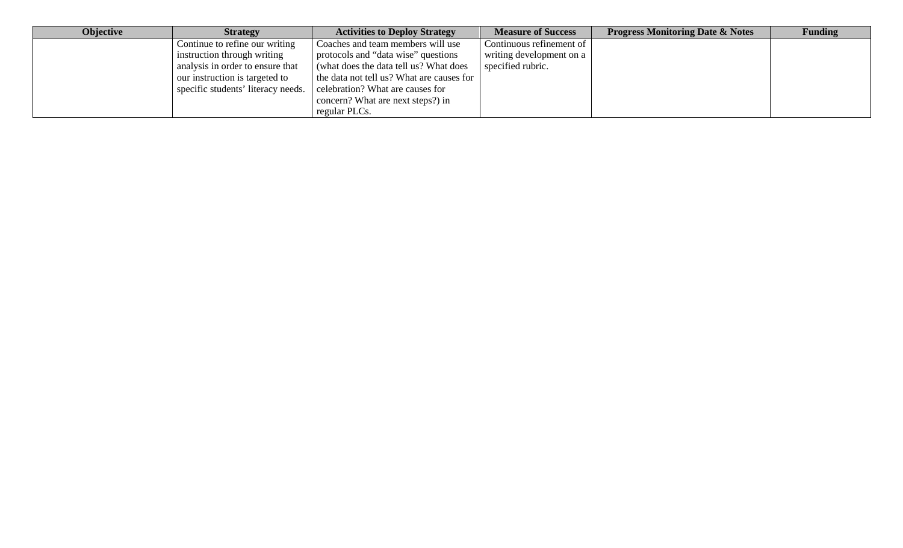| Objective | Strategy | Activities to Deploy Strategy | Measure of Success | Progress Monitoring Date & Notes | Funding |
|---|---|---|---|---|---|
| | Continue to refine our writing instruction through writing analysis in order to ensure that our instruction is targeted to specific students' literacy needs. | Coaches and team members will use protocols and "data wise" questions (what does the data tell us? What does the data not tell us? What are causes for celebration? What are causes for concern? What are next steps?) in regular PLCs. | Continuous refinement of writing development on a specified rubric. | | |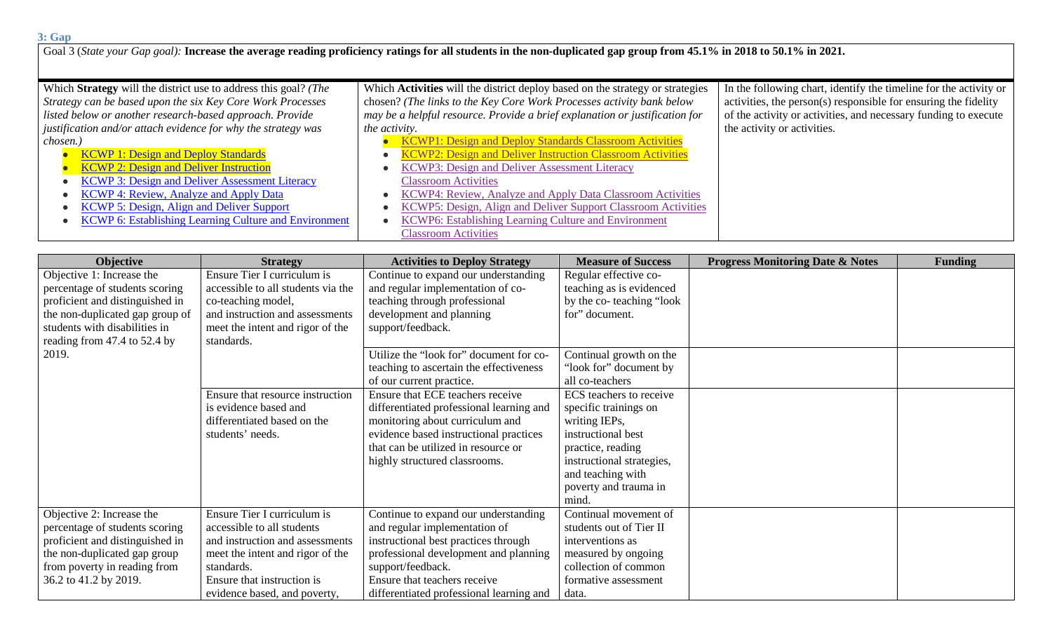### 3: Gap

| |
|---|
| Goal 3 (*State your Gap goal):* **Increase the average reading proficiency ratings for all students in the non-duplicated gap group from 45.1% in 2018 to 50.1% in 2021.** |

| Which **Strategy** will the district use to address this goal? *(The Strategy can be based upon the six Key Core Work Processes listed below or another research-based approach. Provide justification and/or attach evidence for why the strategy was chosen.)* <br>• KCWP 1: Design and Deploy Standards <br>• KCWP 2: Design and Deliver Instruction <br>• KCWP 3: Design and Deliver Assessment Literacy <br>• KCWP 4: Review, Analyze and Apply Data <br>• KCWP 5: Design, Align and Deliver Support <br>• KCWP 6: Establishing Learning Culture and Environment | Which **Activities** will the district deploy based on the strategy or strategies chosen? *(The links to the Key Core Work Processes activity bank below may be a helpful resource. Provide a brief explanation or justification for the activity.* <br>• KCWP1: Design and Deploy Standards Classroom Activities <br>• KCWP2: Design and Deliver Instruction Classroom Activities <br>• KCWP3: Design and Deliver Assessment Literacy Classroom Activities <br>• KCWP4: Review, Analyze and Apply Data Classroom Activities <br>• KCWP5: Design, Align and Deliver Support Classroom Activities <br>• KCWP6: Establishing Learning Culture and Environment Classroom Activities | In the following chart, identify the timeline for the activity or activities, the person(s) responsible for ensuring the fidelity of the activity or activities, and necessary funding to execute the activity or activities. |
|---|---|---|

| Objective | Strategy | Activities to Deploy Strategy | Measure of Success | Progress Monitoring Date & Notes | Funding |
|---|---|---|---|---|---|
| Objective 1: Increase the percentage of students scoring proficient and distinguished in the non-duplicated gap group of students with disabilities in reading from 47.4 to 52.4 by 2019. | Ensure Tier I curriculum is accessible to all students via the co-teaching model, and instruction and assessments meet the intent and rigor of the standards. | Continue to expand our understanding and regular implementation of co-teaching through professional development and planning support/feedback. | Regular effective co-teaching as is evidenced by the co- teaching "look for" document. | | |
| | | Utilize the "look for" document for co-teaching to ascertain the effectiveness of our current practice. | Continual growth on the "look for" document by all co-teachers | | |
| | Ensure that resource instruction is evidence based and differentiated based on the students' needs. | Ensure that ECE teachers receive differentiated professional learning and monitoring about curriculum and evidence based instructional practices that can be utilized in resource or highly structured classrooms. | ECS teachers to receive specific trainings on writing IEPs, instructional best practice, reading instructional strategies, and teaching with poverty and trauma in mind. | | |
| Objective 2: Increase the percentage of students scoring proficient and distinguished in the non-duplicated gap group from poverty in reading from 36.2 to 41.2 by 2019. | Ensure Tier I curriculum is accessible to all students and instruction and assessments meet the intent and rigor of the standards.<br>Ensure that instruction is evidence based, and poverty, | Continue to expand our understanding and regular implementation of instructional best practices through professional development and planning support/feedback.<br>Ensure that teachers receive differentiated professional learning and | Continual movement of students out of Tier II interventions as measured by ongoing collection of common formative assessment data. | | |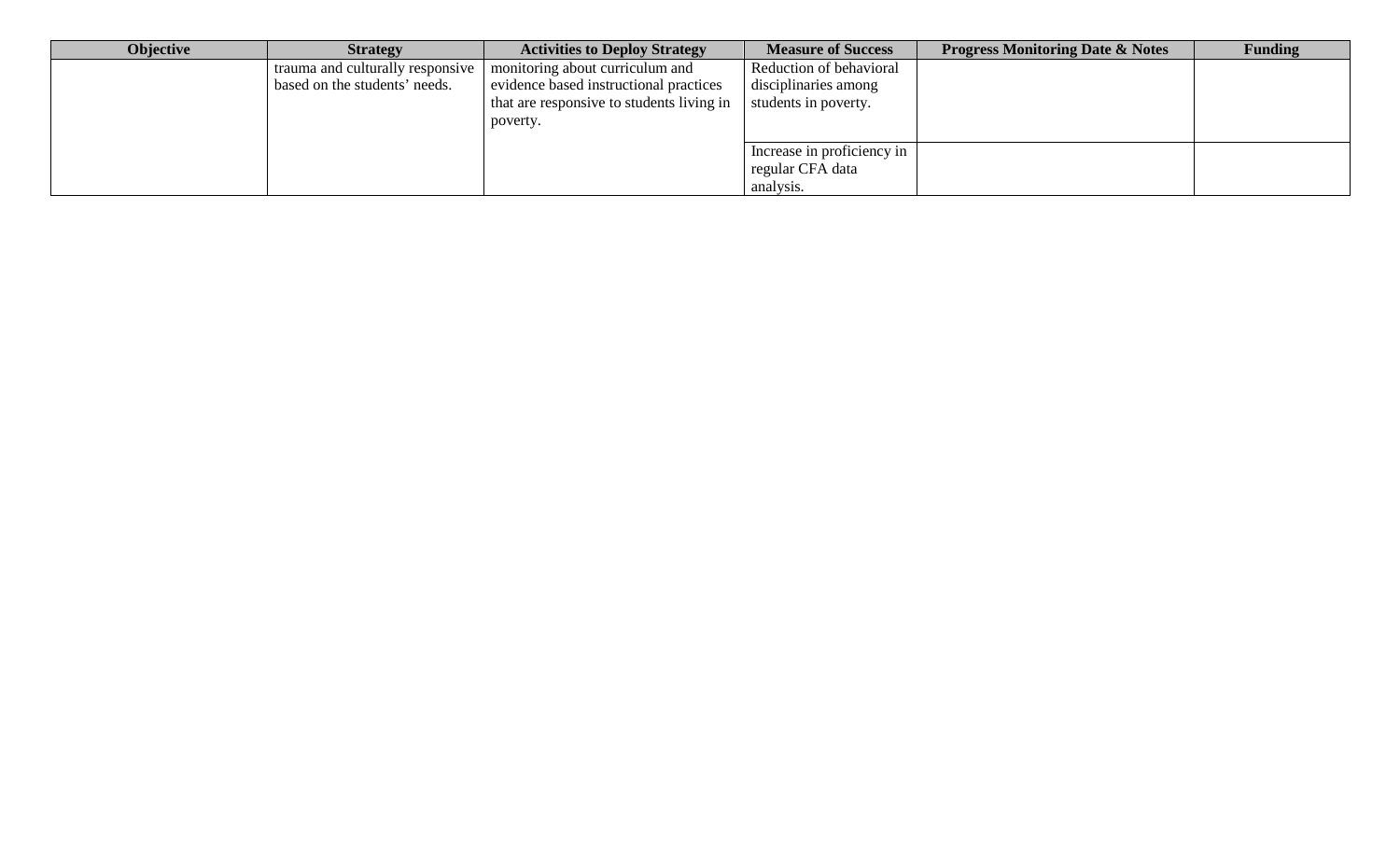| Objective | Strategy | Activities to Deploy Strategy | Measure of Success | Progress Monitoring Date & Notes | Funding |
| --- | --- | --- | --- | --- | --- |
| | trauma and culturally responsive based on the students' needs. | monitoring about curriculum and evidence based instructional practices that are responsive to students living in poverty. | Reduction of behavioral disciplinaries among students in poverty. | | |
| | | | Increase in proficiency in regular CFA data analysis. | | |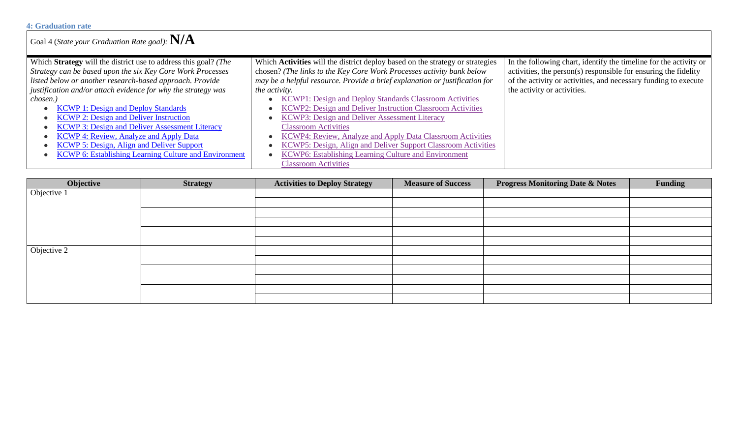#### 4: Graduation rate

Goal 4 (*State your Graduation Rate goal):* **N/A**

| | | |
|---|---|---|
| Which **Strategy** will the district use to address this goal? *(The Strategy can be based upon the six Key Core Work Processes listed below or another research-based approach. Provide justification and/or attach evidence for why the strategy was chosen.)*<br>• KCWP 1: Design and Deploy Standards<br>• KCWP 2: Design and Deliver Instruction<br>• KCWP 3: Design and Deliver Assessment Literacy<br>• KCWP 4: Review, Analyze and Apply Data<br>• KCWP 5: Design, Align and Deliver Support<br>• KCWP 6: Establishing Learning Culture and Environment | Which **Activities** will the district deploy based on the strategy or strategies chosen? *(The links to the Key Core Work Processes activity bank below may be a helpful resource. Provide a brief explanation or justification for the activity.*<br>• KCWP1: Design and Deploy Standards Classroom Activities<br>• KCWP2: Design and Deliver Instruction Classroom Activities<br>• KCWP3: Design and Deliver Assessment Literacy Classroom Activities<br>• KCWP4: Review, Analyze and Apply Data Classroom Activities<br>• KCWP5: Design, Align and Deliver Support Classroom Activities<br>• KCWP6: Establishing Learning Culture and Environment Classroom Activities | In the following chart, identify the timeline for the activity or activities, the person(s) responsible for ensuring the fidelity of the activity or activities, and necessary funding to execute the activity or activities. |

| Objective | Strategy | Activities to Deploy Strategy | Measure of Success | Progress Monitoring Date & Notes | Funding |
|---|---|---|---|---|---|
| Objective 1 | | | | | |
| | | | | | |
| | | | | | |
| | | | | | |
| | | | | | |
| | | | | | |
| Objective 2 | | | | | |
| | | | | | |
| | | | | | |
| | | | | | |
| | | | | | |
| | | | | | |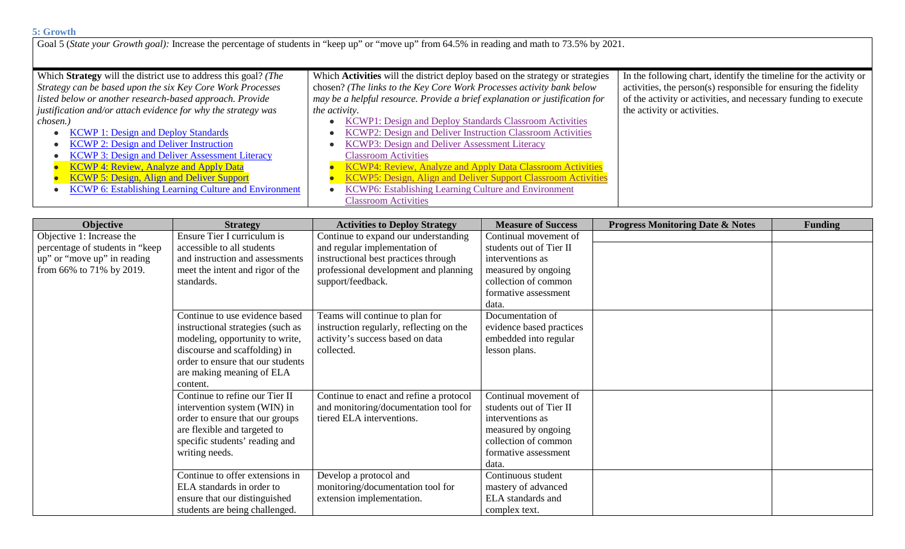### 5: Growth

| Goal 5 (*State your Growth goal):* Increase the percentage of students in "keep up" or "move up" from 64.5% in reading and math to 73.5% by 2021. |
|---|

| Which **Strategy** will the district use to address this goal? *(The Strategy can be based upon the six Key Core Work Processes listed below or another research-based approach. Provide justification and/or attach evidence for why the strategy was chosen.)*<br>• KCWP 1: Design and Deploy Standards<br>• KCWP 2: Design and Deliver Instruction<br>• KCWP 3: Design and Deliver Assessment Literacy<br>• KCWP 4: Review, Analyze and Apply Data<br>• KCWP 5: Design, Align and Deliver Support<br>• KCWP 6: Establishing Learning Culture and Environment | Which **Activities** will the district deploy based on the strategy or strategies chosen? *(The links to the Key Core Work Processes activity bank below may be a helpful resource. Provide a brief explanation or justification for the activity.*<br>• KCWP1: Design and Deploy Standards Classroom Activities<br>• KCWP2: Design and Deliver Instruction Classroom Activities<br>• KCWP3: Design and Deliver Assessment Literacy Classroom Activities<br>• KCWP4: Review, Analyze and Apply Data Classroom Activities<br>• KCWP5: Design, Align and Deliver Support Classroom Activities<br>• KCWP6: Establishing Learning Culture and Environment Classroom Activities | In the following chart, identify the timeline for the activity or activities, the person(s) responsible for ensuring the fidelity of the activity or activities, and necessary funding to execute the activity or activities. |
|---|---|---|

| Objective | Strategy | Activities to Deploy Strategy | Measure of Success | Progress Monitoring Date & Notes | Funding |
|---|---|---|---|---|---|
| Objective 1: Increase the percentage of students in "keep up" or "move up" in reading from 66% to 71% by 2019. | Ensure Tier I curriculum is accessible to all students and instruction and assessments meet the intent and rigor of the standards. | Continue to expand our understanding and regular implementation of instructional best practices through professional development and planning support/feedback. | Continual movement of students out of Tier II interventions as measured by ongoing collection of common formative assessment data. | | |
| | Continue to use evidence based instructional strategies (such as modeling, opportunity to write, discourse and scaffolding) in order to ensure that our students are making meaning of ELA content. | Teams will continue to plan for instruction regularly, reflecting on the activity's success based on data collected. | Documentation of evidence based practices embedded into regular lesson plans. | | |
| | Continue to refine our Tier II intervention system (WIN) in order to ensure that our groups are flexible and targeted to specific students' reading and writing needs. | Continue to enact and refine a protocol and monitoring/documentation tool for tiered ELA interventions. | Continual movement of students out of Tier II interventions as measured by ongoing collection of common formative assessment data. | | |
| | Continue to offer extensions in ELA standards in order to ensure that our distinguished students are being challenged. | Develop a protocol and monitoring/documentation tool for extension implementation. | Continuous student mastery of advanced ELA standards and complex text. | | |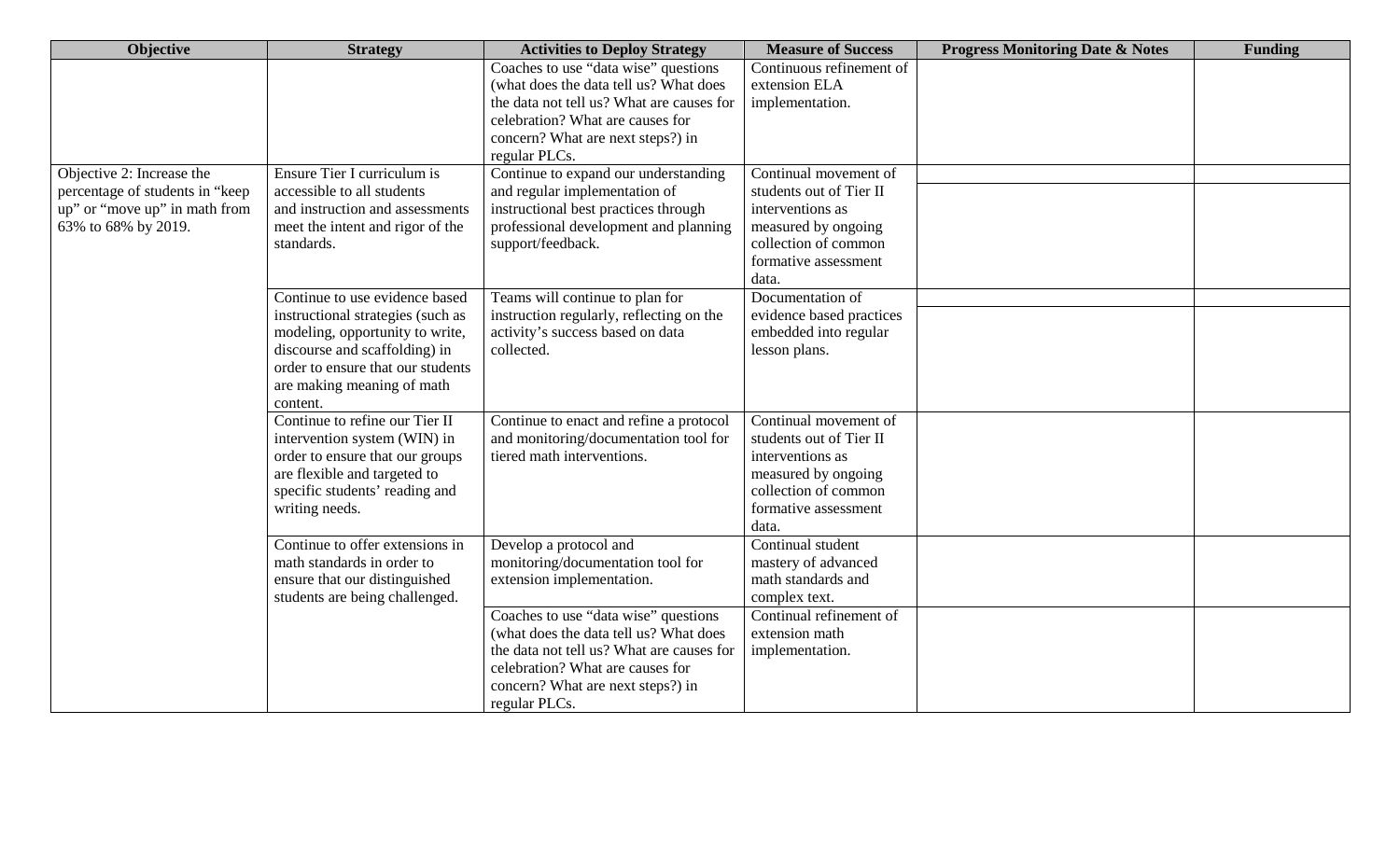| Objective | Strategy | Activities to Deploy Strategy | Measure of Success | Progress Monitoring Date & Notes | Funding |
|---|---|---|---|---|---|
| | | Coaches to use “data wise” questions (what does the data tell us? What does the data not tell us? What are causes for celebration? What are causes for concern? What are next steps?) in regular PLCs. | Continuous refinement of extension ELA implementation. | | |
| Objective 2: Increase the percentage of students in “keep up” or “move up” in math from 63% to 68% by 2019. | Ensure Tier I curriculum is accessible to all students and instruction and assessments meet the intent and rigor of the standards. | Continue to expand our understanding and regular implementation of instructional best practices through professional development and planning support/feedback. | Continual movement of students out of Tier II interventions as measured by ongoing collection of common formative assessment data. | | |
| | Continue to use evidence based instructional strategies (such as modeling, opportunity to write, discourse and scaffolding) in order to ensure that our students are making meaning of math content. | Teams will continue to plan for instruction regularly, reflecting on the activity’s success based on data collected. | Documentation of evidence based practices embedded into regular lesson plans. | | |
| | Continue to refine our Tier II intervention system (WIN) in order to ensure that our groups are flexible and targeted to specific students’ reading and writing needs. | Continue to enact and refine a protocol and monitoring/documentation tool for tiered math interventions. | Continual movement of students out of Tier II interventions as measured by ongoing collection of common formative assessment data. | | |
| | Continue to offer extensions in math standards in order to ensure that our distinguished students are being challenged. | Develop a protocol and monitoring/documentation tool for extension implementation. | Continual student mastery of advanced math standards and complex text. | | |
| | | Coaches to use “data wise” questions (what does the data tell us? What does the data not tell us? What are causes for celebration? What are causes for concern? What are next steps?) in regular PLCs. | Continual refinement of extension math implementation. | | |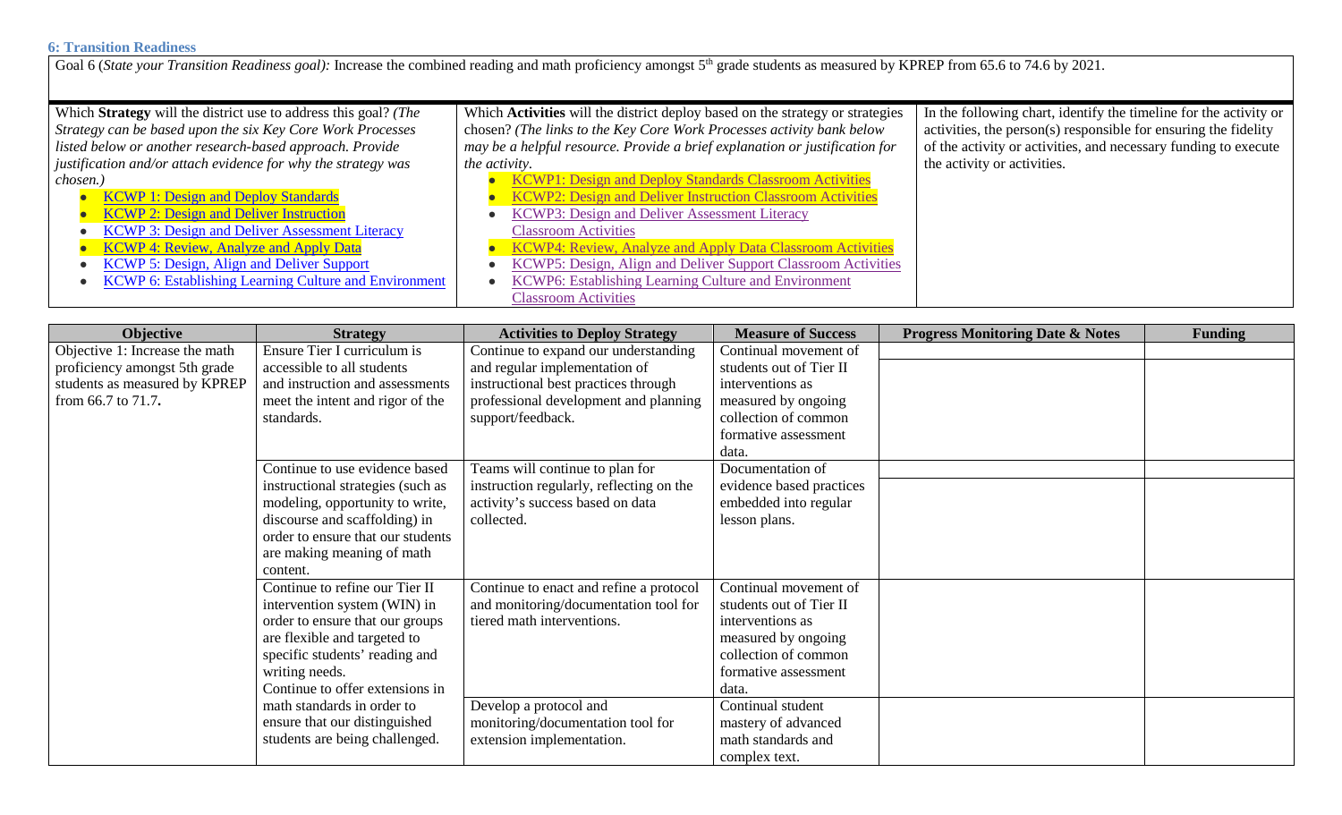### 6: Transition Readiness

Goal 6 (*State your Transition Readiness goal):* Increase the combined reading and math proficiency amongst 5th grade students as measured by KPREP from 65.6 to 74.6 by 2021.

| Which **Strategy** will the district use to address this goal? *(The Strategy can be based upon the six Key Core Work Processes listed below or another research-based approach. Provide justification and/or attach evidence for why the strategy was chosen.)* | Which **Activities** will the district deploy based on the strategy or strategies chosen? *(The links to the Key Core Work Processes activity bank below may be a helpful resource. Provide a brief explanation or justification for the activity.* | In the following chart, identify the timeline for the activity or activities, the person(s) responsible for ensuring the fidelity of the activity or activities, and necessary funding to execute the activity or activities. |
|---|---|---|
| • KCWP 1: Design and Deploy Standards<br>• KCWP 2: Design and Deliver Instruction<br>• KCWP 3: Design and Deliver Assessment Literacy<br>• KCWP 4: Review, Analyze and Apply Data<br>• KCWP 5: Design, Align and Deliver Support<br>• KCWP 6: Establishing Learning Culture and Environment | • KCWP1: Design and Deploy Standards Classroom Activities<br>• KCWP2: Design and Deliver Instruction Classroom Activities<br>• KCWP3: Design and Deliver Assessment Literacy Classroom Activities<br>• KCWP4: Review, Analyze and Apply Data Classroom Activities<br>• KCWP5: Design, Align and Deliver Support Classroom Activities<br>• KCWP6: Establishing Learning Culture and Environment Classroom Activities | |

| Objective | Strategy | Activities to Deploy Strategy | Measure of Success | Progress Monitoring Date & Notes | Funding |
|---|---|---|---|---|---|
| Objective 1: Increase the math proficiency amongst 5th grade students as measured by KPREP from 66.7 to 71.7. | Ensure Tier I curriculum is accessible to all students and instruction and assessments meet the intent and rigor of the standards. | Continue to expand our understanding and regular implementation of instructional best practices through professional development and planning support/feedback. | Continual movement of students out of Tier II interventions as measured by ongoing collection of common formative assessment data. | | |
| | Continue to use evidence based instructional strategies (such as modeling, opportunity to write, discourse and scaffolding) in order to ensure that our students are making meaning of math content. | Teams will continue to plan for instruction regularly, reflecting on the activity's success based on data collected. | Documentation of evidence based practices embedded into regular lesson plans. | | |
| | Continue to refine our Tier II intervention system (WIN) in order to ensure that our groups are flexible and targeted to specific students' reading and writing needs. | Continue to enact and refine a protocol and monitoring/documentation tool for tiered math interventions. | Continual movement of students out of Tier II interventions as measured by ongoing collection of common formative assessment data. | | |
| | Continue to offer extensions in math standards in order to ensure that our distinguished students are being challenged. | Develop a protocol and monitoring/documentation tool for extension implementation. | Continual student mastery of advanced math standards and complex text. | | |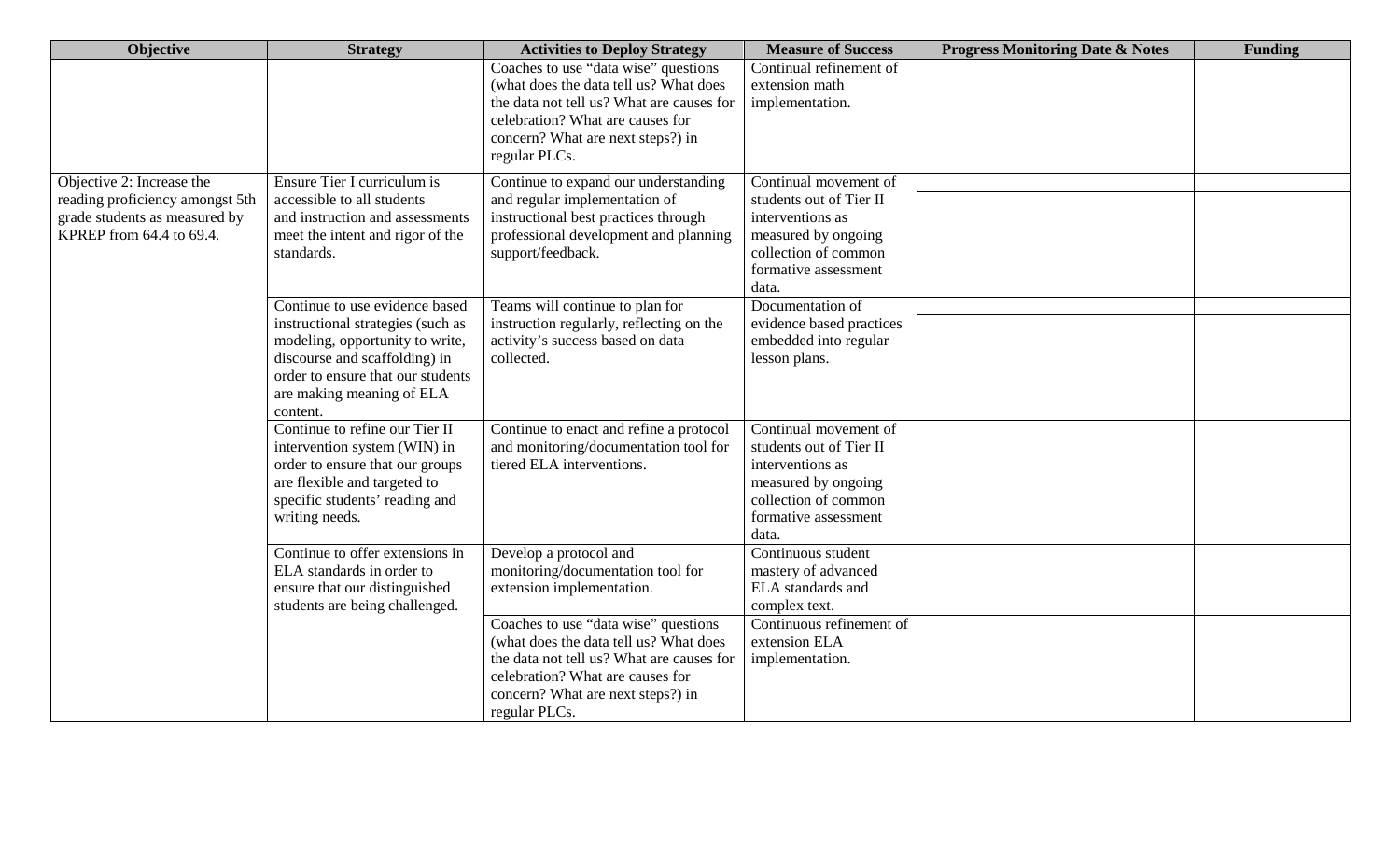| Objective | Strategy | Activities to Deploy Strategy | Measure of Success | Progress Monitoring Date & Notes | Funding |
|---|---|---|---|---|---|
| | | Coaches to use "data wise" questions (what does the data tell us? What does the data not tell us? What are causes for celebration? What are causes for concern? What are next steps?) in regular PLCs. | Continual refinement of extension math implementation. | | |
| Objective 2: Increase the reading proficiency amongst 5th grade students as measured by KPREP from 64.4 to 69.4. | Ensure Tier I curriculum is accessible to all students and instruction and assessments meet the intent and rigor of the standards. | Continue to expand our understanding and regular implementation of instructional best practices through professional development and planning support/feedback. | Continual movement of students out of Tier II interventions as measured by ongoing collection of common formative assessment data. | | |
| | Continue to use evidence based instructional strategies (such as modeling, opportunity to write, discourse and scaffolding) in order to ensure that our students are making meaning of ELA content. | Teams will continue to plan for instruction regularly, reflecting on the activity's success based on data collected. | Documentation of evidence based practices embedded into regular lesson plans. | | |
| | Continue to refine our Tier II intervention system (WIN) in order to ensure that our groups are flexible and targeted to specific students' reading and writing needs. | Continue to enact and refine a protocol and monitoring/documentation tool for tiered ELA interventions. | Continual movement of students out of Tier II interventions as measured by ongoing collection of common formative assessment data. | | |
| | Continue to offer extensions in ELA standards in order to ensure that our distinguished students are being challenged. | Develop a protocol and monitoring/documentation tool for extension implementation. | Continuous student mastery of advanced ELA standards and complex text. | | |
| | | Coaches to use "data wise" questions (what does the data tell us? What does the data not tell us? What are causes for celebration? What are causes for concern? What are next steps?) in regular PLCs. | Continuous refinement of extension ELA implementation. | | |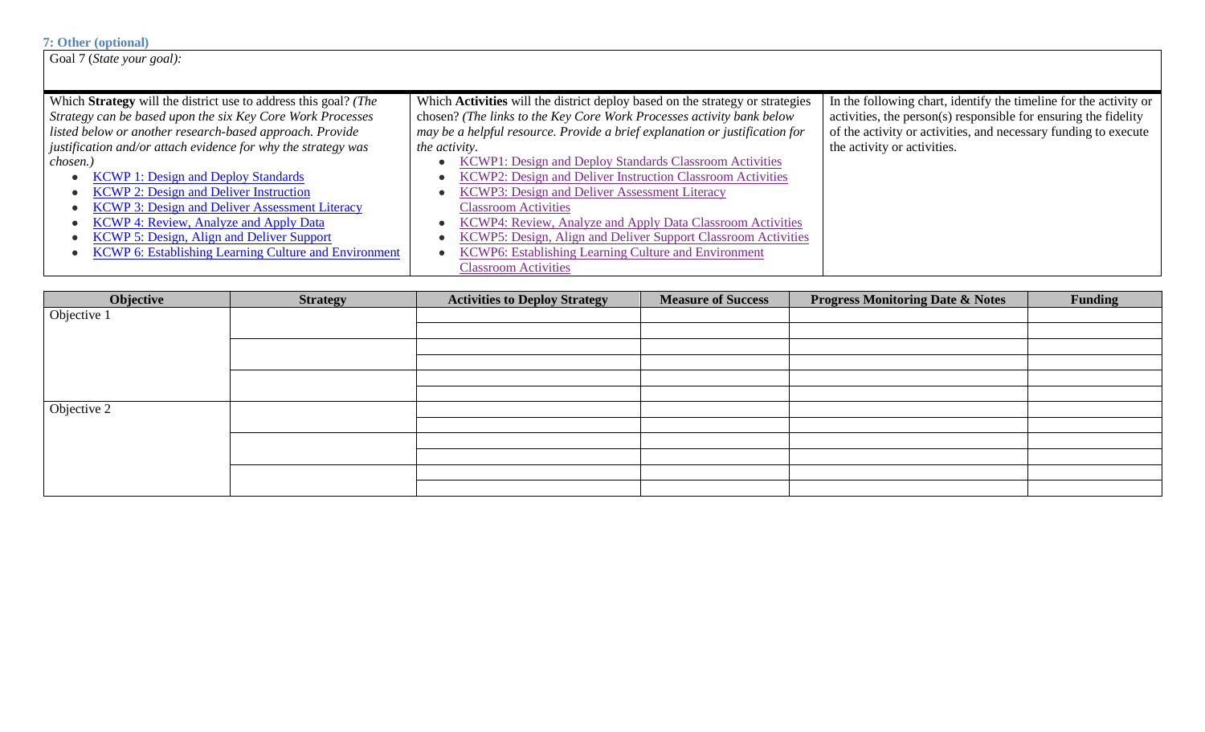### 7: Other (optional)

| Goal 7 (*State your goal):* | | |
|---|---|---|
| Which **Strategy** will the district use to address this goal? *(The Strategy can be based upon the six Key Core Work Processes listed below or another research-based approach. Provide justification and/or attach evidence for why the strategy was chosen.)*<br>• KCWP 1: Design and Deploy Standards<br>• KCWP 2: Design and Deliver Instruction<br>• KCWP 3: Design and Deliver Assessment Literacy<br>• KCWP 4: Review, Analyze and Apply Data<br>• KCWP 5: Design, Align and Deliver Support<br>• KCWP 6: Establishing Learning Culture and Environment | Which **Activities** will the district deploy based on the strategy or strategies chosen? *(The links to the Key Core Work Processes activity bank below may be a helpful resource. Provide a brief explanation or justification for the activity.*<br>• KCWP1: Design and Deploy Standards Classroom Activities<br>• KCWP2: Design and Deliver Instruction Classroom Activities<br>• KCWP3: Design and Deliver Assessment Literacy Classroom Activities<br>• KCWP4: Review, Analyze and Apply Data Classroom Activities<br>• KCWP5: Design, Align and Deliver Support Classroom Activities<br>• KCWP6: Establishing Learning Culture and Environment Classroom Activities | In the following chart, identify the timeline for the activity or activities, the person(s) responsible for ensuring the fidelity of the activity or activities, and necessary funding to execute the activity or activities. |

| Objective | Strategy | Activities to Deploy Strategy | Measure of Success | Progress Monitoring Date & Notes | Funding |
|---|---|---|---|---|---|
| Objective 1 | | | | | |
| | | | | | |
| | | | | | |
| | | | | | |
| | | | | | |
| | | | | | |
| Objective 2 | | | | | |
| | | | | | |
| | | | | | |
| | | | | | |
| | | | | | |
| | | | | | |